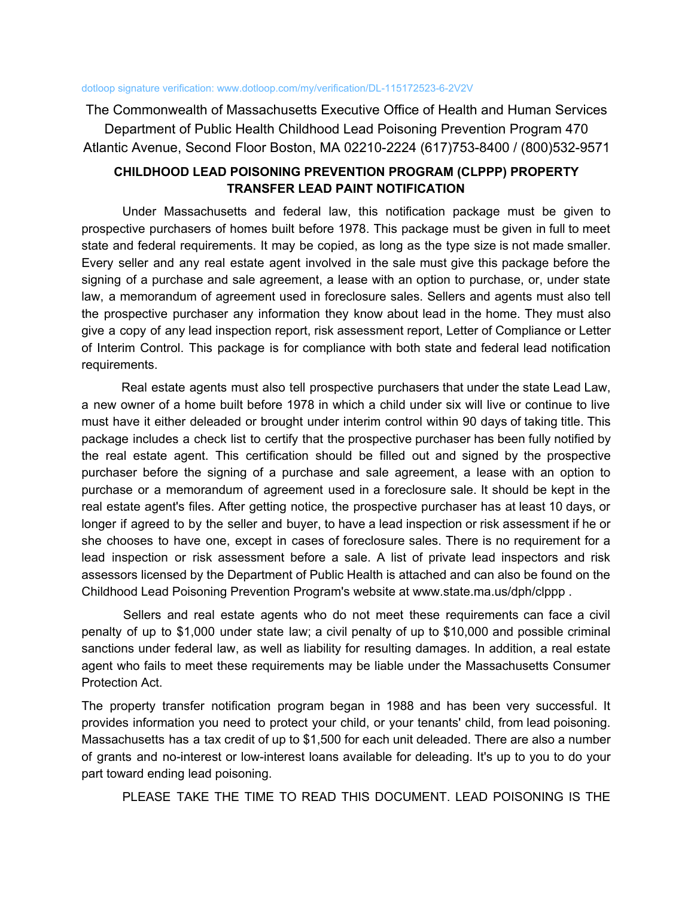dotloop signature verification: www.dotloop.com/my/verification/DL-115172523-6-2V2V

The Commonwealth of Massachusetts Executive Office of Health and Human Services Department of Public Health Childhood Lead Poisoning Prevention Program 470 Atlantic Avenue, Second Floor Boston, MA 02210-2224 (617)753-8400 / (800)532-9571

## CHILDHOOD LEAD POISONING PREVENTION PROGRAM (CLPPP) PROPERTY TRANSFER LEAD PAINT NOTIFICATION

Under Massachusetts and federal law, this notification package must be given to prospective purchasers of homes built before 1978. This package must be given in full to meet state and federal requirements. It may be copied, as long as the type size is not made smaller. Every seller and any real estate agent involved in the sale must give this package before the signing of a purchase and sale agreement, a lease with an option to purchase, or, under state law, a memorandum of agreement used in foreclosure sales. Sellers and agents must also tell the prospective purchaser any information they know about lead in the home. They must also give a copy of any lead inspection report, risk assessment report, Letter of Compliance or Letter of Interim Control. This package is for compliance with both state and federal lead notification requirements.

Real estate agents must also tell prospective purchasers that under the state Lead Law, a new owner of a home built before 1978 in which a child under six will live or continue to live must have it either deleaded or brought under interim control within 90 days of taking title. This package includes a check list to certify that the prospective purchaser has been fully notified by the real estate agent. This certification should be filled out and signed by the prospective purchaser before the signing of a purchase and sale agreement, a lease with an option to purchase or a memorandum of agreement used in a foreclosure sale. It should be kept in the real estate agent's files. After getting notice, the prospective purchaser has at least 10 days, or longer if agreed to by the seller and buyer, to have a lead inspection or risk assessment if he or she chooses to have one, except in cases of foreclosure sales. There is no requirement for a lead inspection or risk assessment before a sale. A list of private lead inspectors and risk assessors licensed by the Department of Public Health is attached and can also be found on the Childhood Lead Poisoning Prevention Program's website at www.state.ma.us/dph/clppp .

Sellers and real estate agents who do not meet these requirements can face a civil penalty of up to $1,000 under state law; a civil penalty of up to $10,000 and possible criminal sanctions under federal law, as well as liability for resulting damages. In addition, a real estate agent who fails to meet these requirements may be liable under the Massachusetts Consumer Protection Act.

The property transfer notification program began in 1988 and has been very successful. It provides information you need to protect your child, or your tenants' child, from lead poisoning. Massachusetts has a tax credit of up to $1,500 for each unit deleaded. There are also a number of grants and no-interest or low-interest loans available for deleading. It's up to you to do your part toward ending lead poisoning.

PLEASE TAKE THE TIME TO READ THIS DOCUMENT. LEAD POISONING IS THE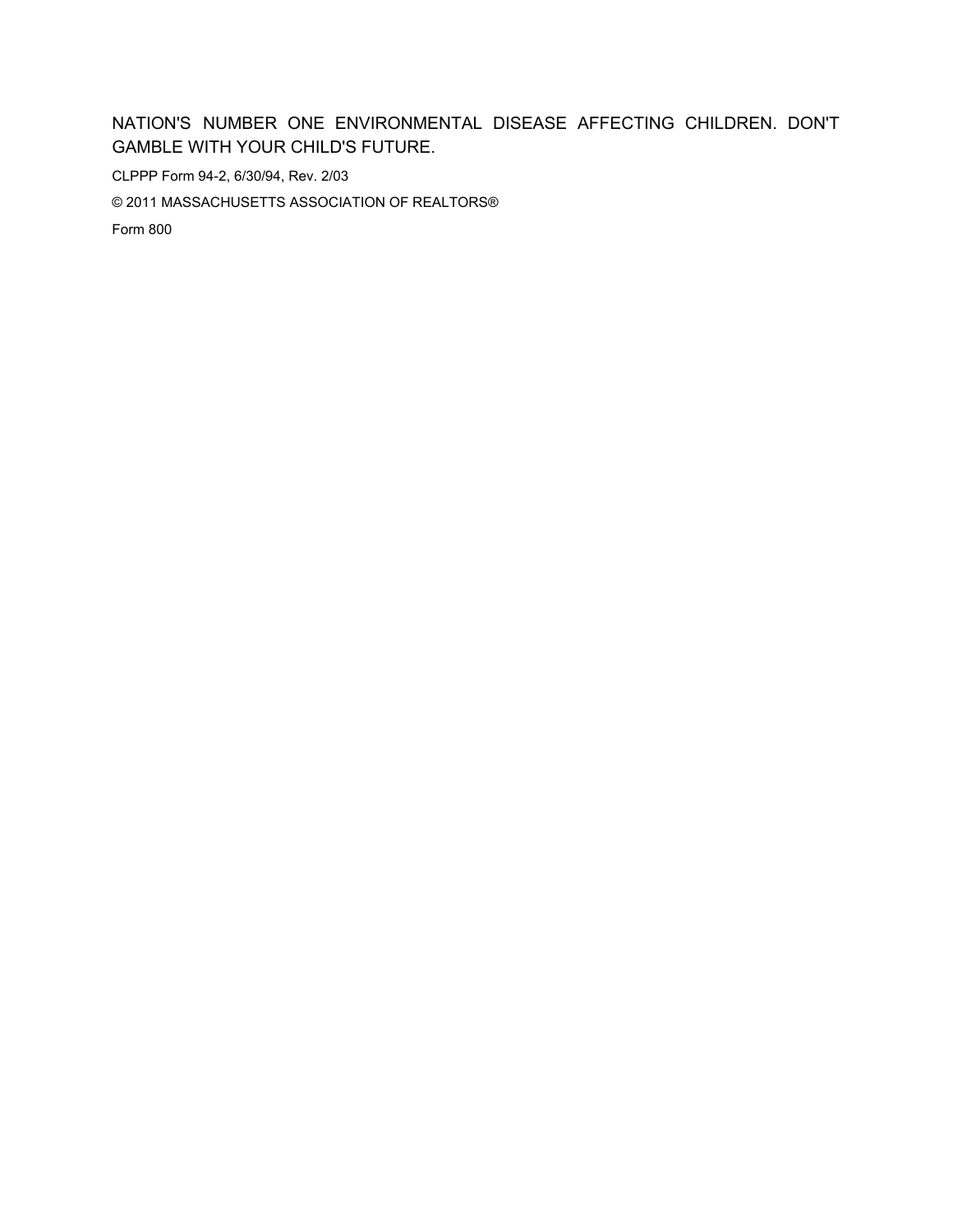NATION'S NUMBER ONE ENVIRONMENTAL DISEASE AFFECTING CHILDREN. DON'T GAMBLE WITH YOUR CHILD'S FUTURE.

CLPPP Form 94-2, 6/30/94, Rev. 2/03

© 2011 MASSACHUSETTS ASSOCIATION OF REALTORS®

Form 800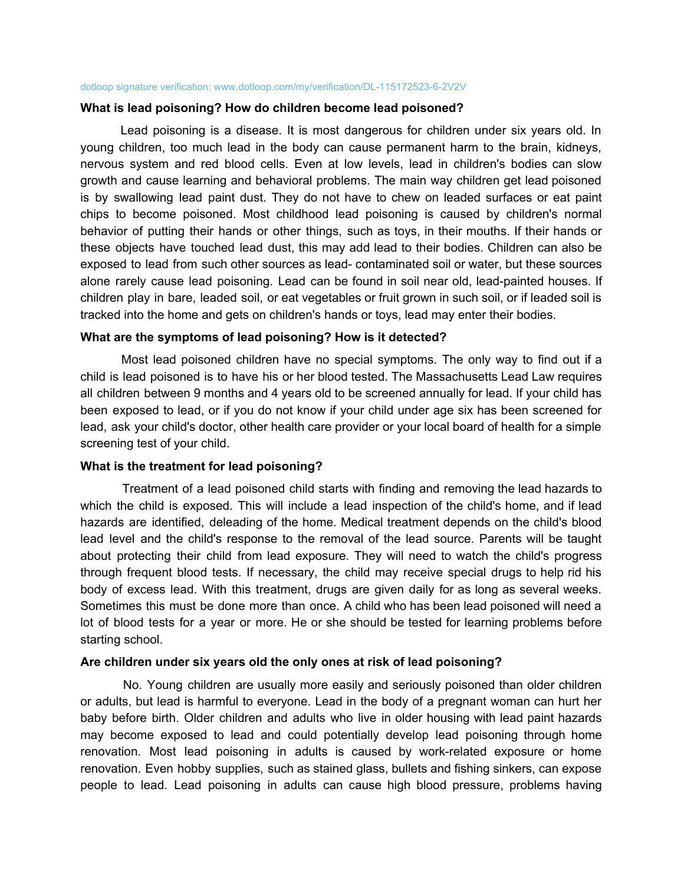dotloop signature verification: www.dotloop.com/my/verification/DL-115172523-6-2V2V

**What is lead poisoning? How do children become lead poisoned?**

Lead poisoning is a disease. It is most dangerous for children under six years old. In young children, too much lead in the body can cause permanent harm to the brain, kidneys, nervous system and red blood cells. Even at low levels, lead in children's bodies can slow growth and cause learning and behavioral problems. The main way children get lead poisoned is by swallowing lead paint dust. They do not have to chew on leaded surfaces or eat paint chips to become poisoned. Most childhood lead poisoning is caused by children's normal behavior of putting their hands or other things, such as toys, in their mouths. If their hands or these objects have touched lead dust, this may add lead to their bodies. Children can also be exposed to lead from such other sources as lead- contaminated soil or water, but these sources alone rarely cause lead poisoning. Lead can be found in soil near old, lead-painted houses. If children play in bare, leaded soil, or eat vegetables or fruit grown in such soil, or if leaded soil is tracked into the home and gets on children's hands or toys, lead may enter their bodies.

**What are the symptoms of lead poisoning? How is it detected?**

Most lead poisoned children have no special symptoms. The only way to find out if a child is lead poisoned is to have his or her blood tested. The Massachusetts Lead Law requires all children between 9 months and 4 years old to be screened annually for lead. If your child has been exposed to lead, or if you do not know if your child under age six has been screened for lead, ask your child's doctor, other health care provider or your local board of health for a simple screening test of your child.

**What is the treatment for lead poisoning?**

Treatment of a lead poisoned child starts with finding and removing the lead hazards to which the child is exposed. This will include a lead inspection of the child's home, and if lead hazards are identified, deleading of the home. Medical treatment depends on the child's blood lead level and the child's response to the removal of the lead source. Parents will be taught about protecting their child from lead exposure. They will need to watch the child's progress through frequent blood tests. If necessary, the child may receive special drugs to help rid his body of excess lead. With this treatment, drugs are given daily for as long as several weeks. Sometimes this must be done more than once. A child who has been lead poisoned will need a lot of blood tests for a year or more. He or she should be tested for learning problems before starting school.

**Are children under six years old the only ones at risk of lead poisoning?**

No. Young children are usually more easily and seriously poisoned than older children or adults, but lead is harmful to everyone. Lead in the body of a pregnant woman can hurt her baby before birth. Older children and adults who live in older housing with lead paint hazards may become exposed to lead and could potentially develop lead poisoning through home renovation. Most lead poisoning in adults is caused by work-related exposure or home renovation. Even hobby supplies, such as stained glass, bullets and fishing sinkers, can expose people to lead. Lead poisoning in adults can cause high blood pressure, problems having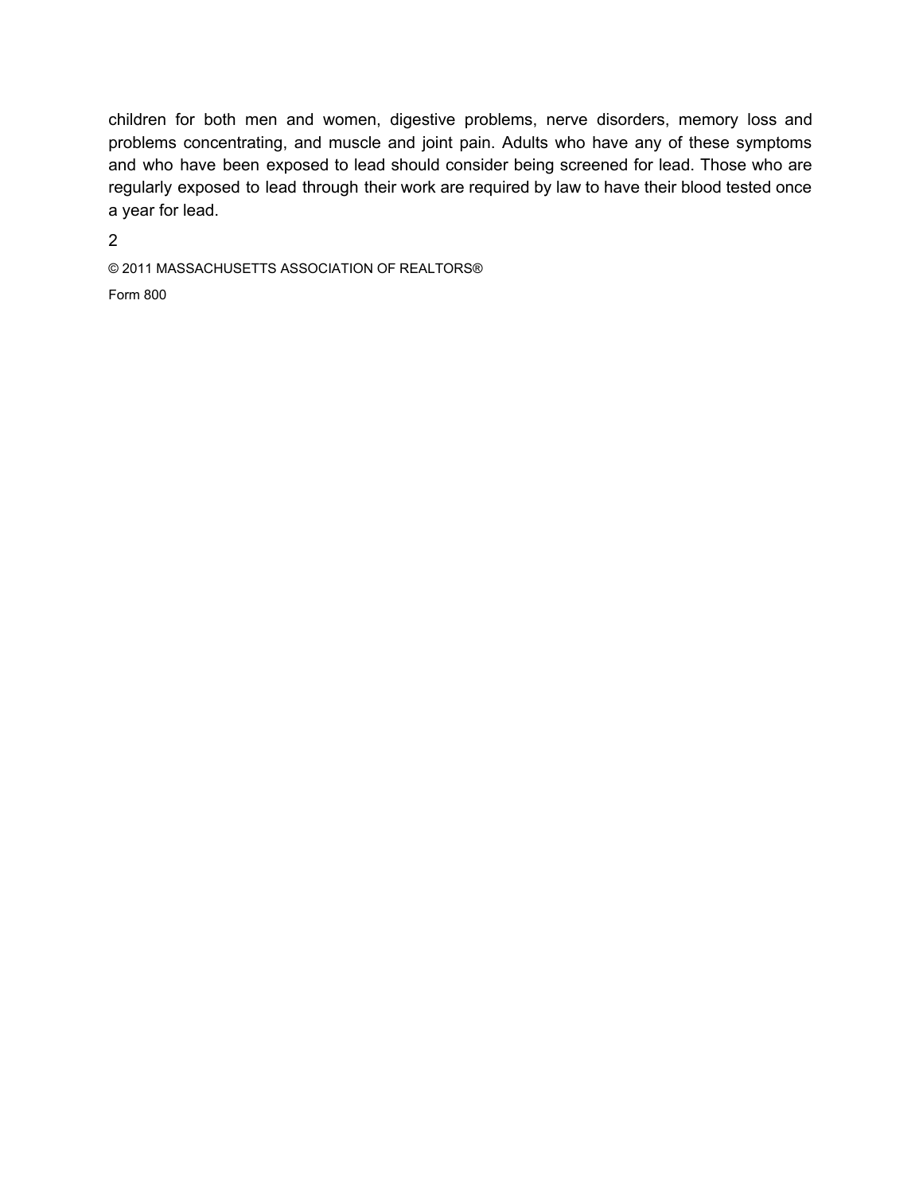children for both men and women, digestive problems, nerve disorders, memory loss and problems concentrating, and muscle and joint pain. Adults who have any of these symptoms and who have been exposed to lead should consider being screened for lead. Those who are regularly exposed to lead through their work are required by law to have their blood tested once a year for lead.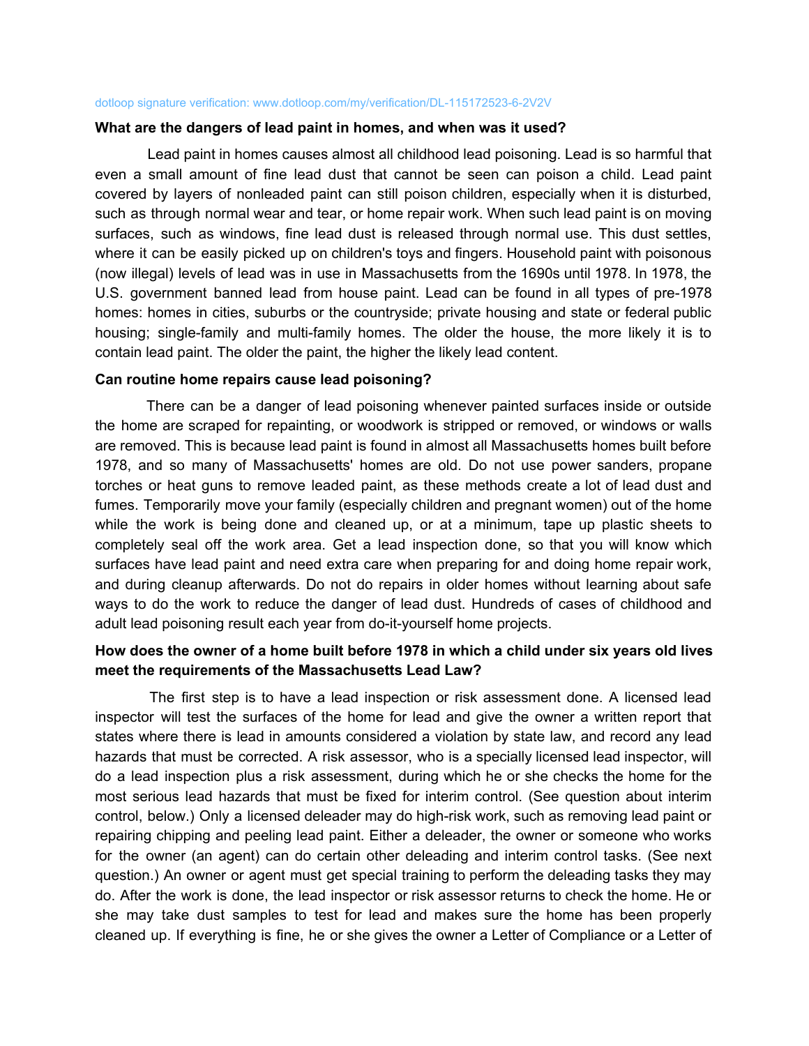**What are the dangers of lead paint in homes, and when was it used?**

Lead paint in homes causes almost all childhood lead poisoning. Lead is so harmful that even a small amount of fine lead dust that cannot be seen can poison a child. Lead paint covered by layers of nonleaded paint can still poison children, especially when it is disturbed, such as through normal wear and tear, or home repair work. When such lead paint is on moving surfaces, such as windows, fine lead dust is released through normal use. This dust settles, where it can be easily picked up on children's toys and fingers. Household paint with poisonous (now illegal) levels of lead was in use in Massachusetts from the 1690s until 1978. In 1978, the U.S. government banned lead from house paint. Lead can be found in all types of pre-1978 homes: homes in cities, suburbs or the countryside; private housing and state or federal public housing; single-family and multi-family homes. The older the house, the more likely it is to contain lead paint. The older the paint, the higher the likely lead content.

**Can routine home repairs cause lead poisoning?**

There can be a danger of lead poisoning whenever painted surfaces inside or outside the home are scraped for repainting, or woodwork is stripped or removed, or windows or walls are removed. This is because lead paint is found in almost all Massachusetts homes built before 1978, and so many of Massachusetts' homes are old. Do not use power sanders, propane torches or heat guns to remove leaded paint, as these methods create a lot of lead dust and fumes. Temporarily move your family (especially children and pregnant women) out of the home while the work is being done and cleaned up, or at a minimum, tape up plastic sheets to completely seal off the work area. Get a lead inspection done, so that you will know which surfaces have lead paint and need extra care when preparing for and doing home repair work, and during cleanup afterwards. Do not do repairs in older homes without learning about safe ways to do the work to reduce the danger of lead dust. Hundreds of cases of childhood and adult lead poisoning result each year from do-it-yourself home projects.

**How does the owner of a home built before 1978 in which a child under six years old lives meet the requirements of the Massachusetts Lead Law?**

The first step is to have a lead inspection or risk assessment done. A licensed lead inspector will test the surfaces of the home for lead and give the owner a written report that states where there is lead in amounts considered a violation by state law, and record any lead hazards that must be corrected. A risk assessor, who is a specially licensed lead inspector, will do a lead inspection plus a risk assessment, during which he or she checks the home for the most serious lead hazards that must be fixed for interim control. (See question about interim control, below.) Only a licensed deleader may do high-risk work, such as removing lead paint or repairing chipping and peeling lead paint. Either a deleader, the owner or someone who works for the owner (an agent) can do certain other deleading and interim control tasks. (See next question.) An owner or agent must get special training to perform the deleading tasks they may do. After the work is done, the lead inspector or risk assessor returns to check the home. He or she may take dust samples to test for lead and makes sure the home has been properly cleaned up. If everything is fine, he or she gives the owner a Letter of Compliance or a Letter of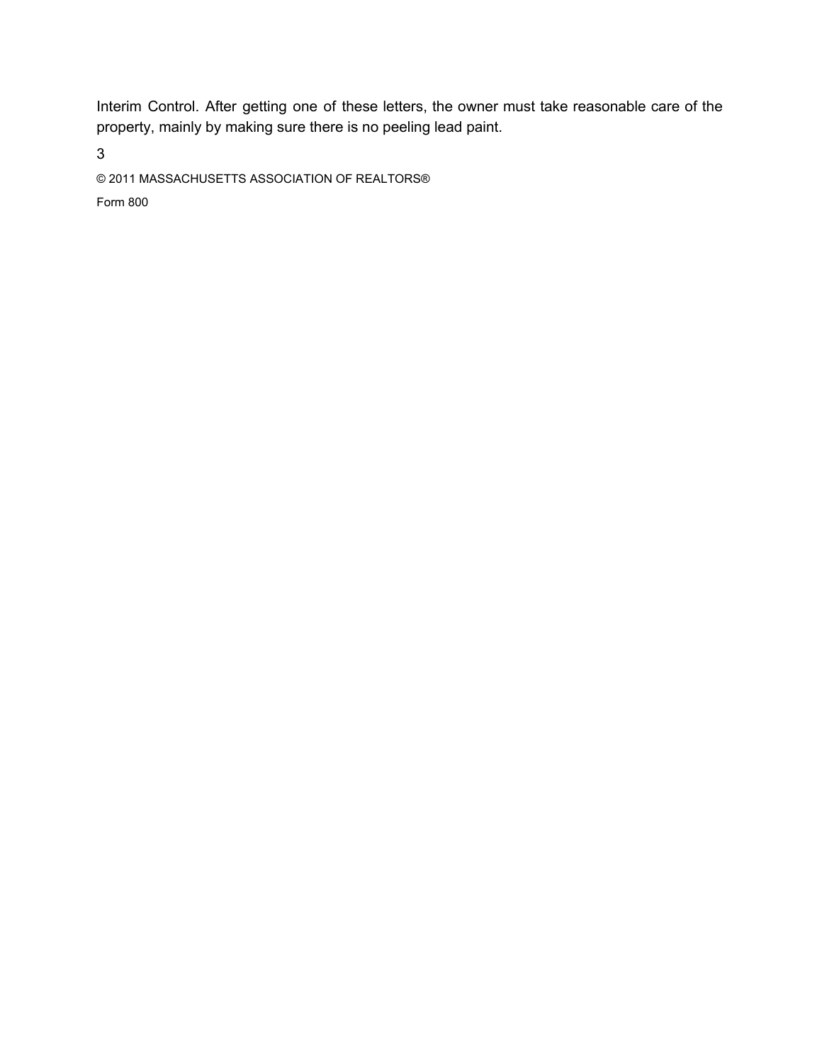Interim Control. After getting one of these letters, the owner must take reasonable care of the property, mainly by making sure there is no peeling lead paint.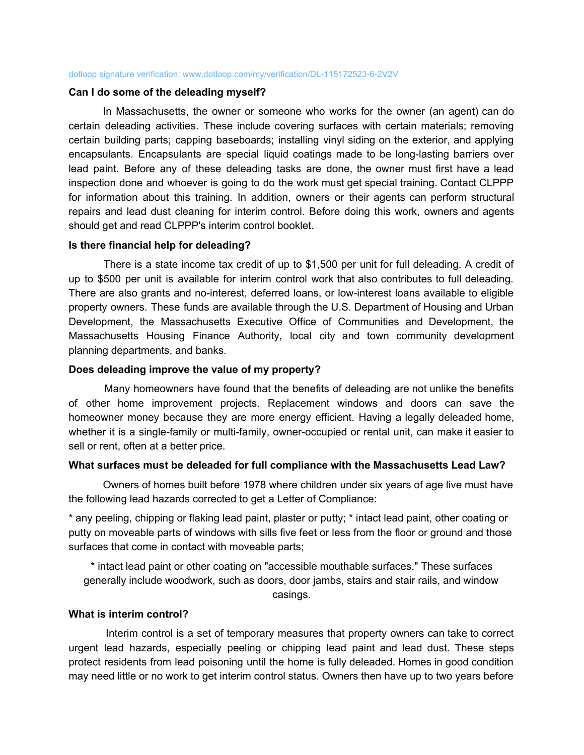dotloop signature verification: www.dotloop.com/my/verification/DL-115172523-6-2V2V

**Can I do some of the deleading myself?**

In Massachusetts, the owner or someone who works for the owner (an agent) can do certain deleading activities. These include covering surfaces with certain materials; removing certain building parts; capping baseboards; installing vinyl siding on the exterior, and applying encapsulants. Encapsulants are special liquid coatings made to be long-lasting barriers over lead paint. Before any of these deleading tasks are done, the owner must first have a lead inspection done and whoever is going to do the work must get special training. Contact CLPPP for information about this training. In addition, owners or their agents can perform structural repairs and lead dust cleaning for interim control. Before doing this work, owners and agents should get and read CLPPP's interim control booklet.

**Is there financial help for deleading?**

There is a state income tax credit of up to $1,500 per unit for full deleading. A credit of up to $500 per unit is available for interim control work that also contributes to full deleading. There are also grants and no-interest, deferred loans, or low-interest loans available to eligible property owners. These funds are available through the U.S. Department of Housing and Urban Development, the Massachusetts Executive Office of Communities and Development, the Massachusetts Housing Finance Authority, local city and town community development planning departments, and banks.

**Does deleading improve the value of my property?**

Many homeowners have found that the benefits of deleading are not unlike the benefits of other home improvement projects. Replacement windows and doors can save the homeowner money because they are more energy efficient. Having a legally deleaded home, whether it is a single-family or multi-family, owner-occupied or rental unit, can make it easier to sell or rent, often at a better price.

**What surfaces must be deleaded for full compliance with the Massachusetts Lead Law?**

Owners of homes built before 1978 where children under six years of age live must have the following lead hazards corrected to get a Letter of Compliance:

* any peeling, chipping or flaking lead paint, plaster or putty;
* intact lead paint, other coating or putty on moveable parts of windows with sills five feet or less from the floor or ground and those surfaces that come in contact with moveable parts;
* intact lead paint or other coating on "accessible mouthable surfaces." These surfaces generally include woodwork, such as doors, door jambs, stairs and stair rails, and window casings.

**What is interim control?**

Interim control is a set of temporary measures that property owners can take to correct urgent lead hazards, especially peeling or chipping lead paint and lead dust. These steps protect residents from lead poisoning until the home is fully deleaded. Homes in good condition may need little or no work to get interim control status. Owners then have up to two years before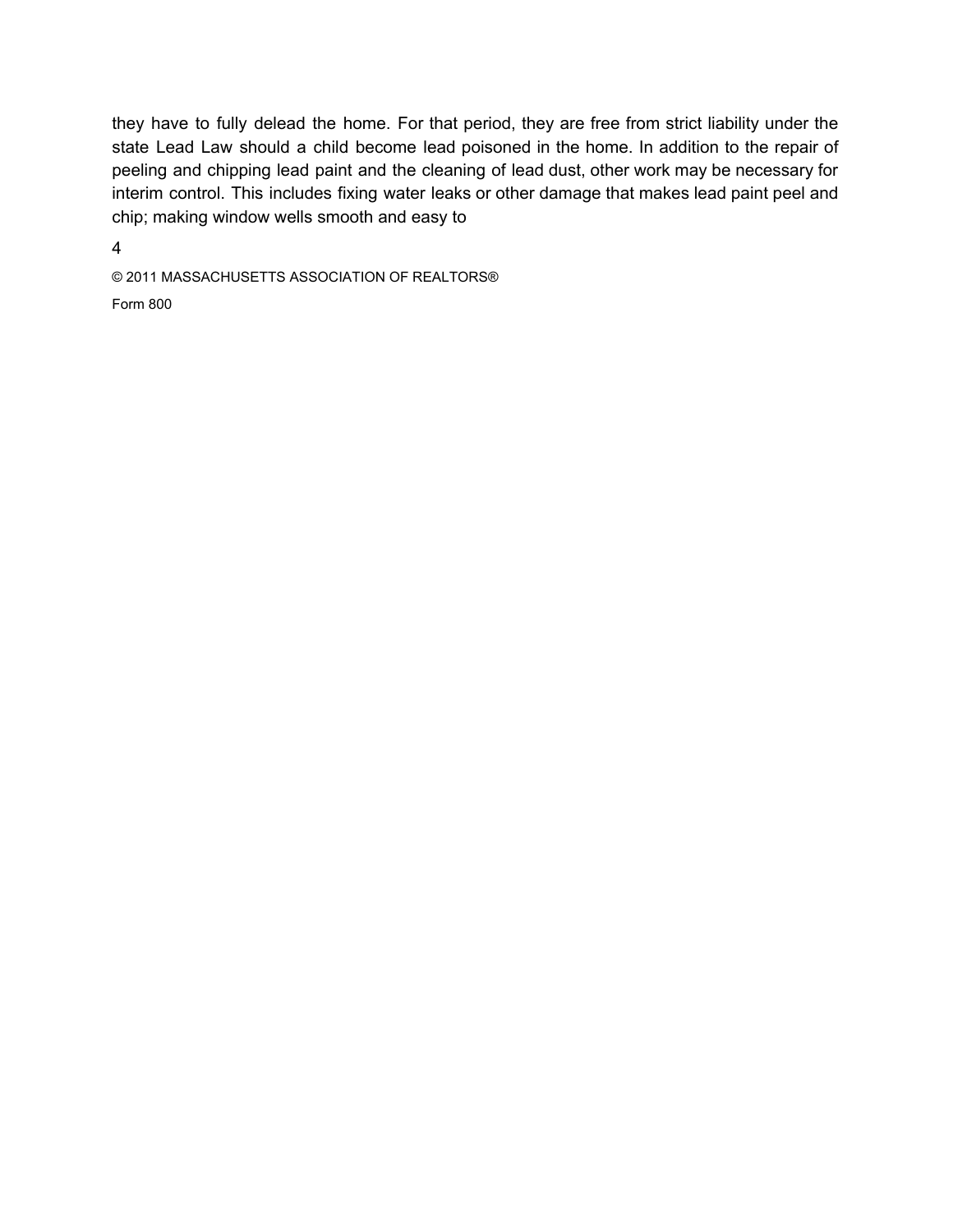they have to fully delead the home. For that period, they are free from strict liability under the state Lead Law should a child become lead poisoned in the home. In addition to the repair of peeling and chipping lead paint and the cleaning of lead dust, other work may be necessary for interim control. This includes fixing water leaks or other damage that makes lead paint peel and chip; making window wells smooth and easy to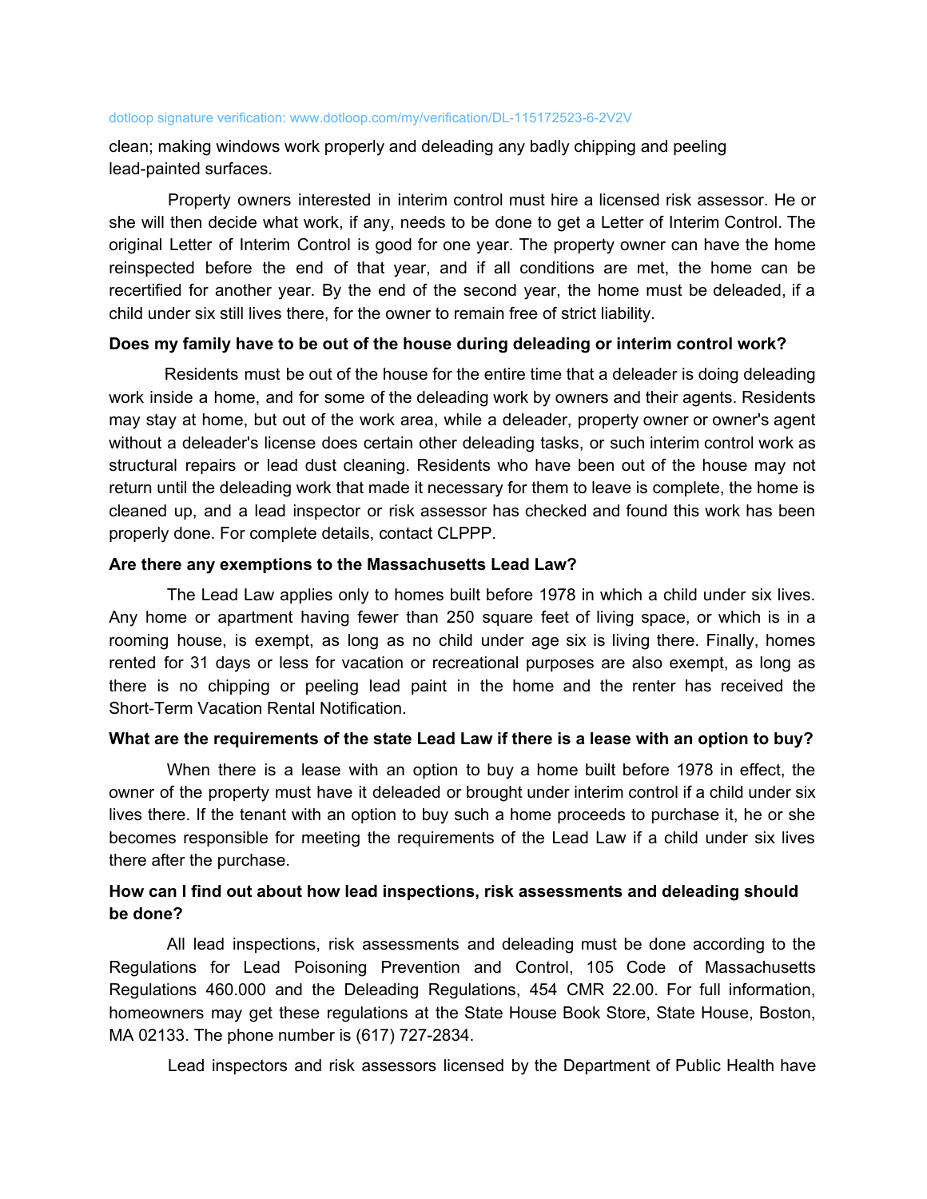clean; making windows work properly and deleading any badly chipping and peeling lead-painted surfaces.

Property owners interested in interim control must hire a licensed risk assessor. He or she will then decide what work, if any, needs to be done to get a Letter of Interim Control. The original Letter of Interim Control is good for one year. The property owner can have the home reinspected before the end of that year, and if all conditions are met, the home can be recertified for another year. By the end of the second year, the home must be deleaded, if a child under six still lives there, for the owner to remain free of strict liability.

**Does my family have to be out of the house during deleading or interim control work?**

Residents must be out of the house for the entire time that a deleader is doing deleading work inside a home, and for some of the deleading work by owners and their agents. Residents may stay at home, but out of the work area, while a deleader, property owner or owner's agent without a deleader's license does certain other deleading tasks, or such interim control work as structural repairs or lead dust cleaning. Residents who have been out of the house may not return until the deleading work that made it necessary for them to leave is complete, the home is cleaned up, and a lead inspector or risk assessor has checked and found this work has been properly done. For complete details, contact CLPPP.

**Are there any exemptions to the Massachusetts Lead Law?**

The Lead Law applies only to homes built before 1978 in which a child under six lives. Any home or apartment having fewer than 250 square feet of living space, or which is in a rooming house, is exempt, as long as no child under age six is living there. Finally, homes rented for 31 days or less for vacation or recreational purposes are also exempt, as long as there is no chipping or peeling lead paint in the home and the renter has received the Short-Term Vacation Rental Notification.

**What are the requirements of the state Lead Law if there is a lease with an option to buy?**

When there is a lease with an option to buy a home built before 1978 in effect, the owner of the property must have it deleaded or brought under interim control if a child under six lives there. If the tenant with an option to buy such a home proceeds to purchase it, he or she becomes responsible for meeting the requirements of the Lead Law if a child under six lives there after the purchase.

**How can I find out about how lead inspections, risk assessments and deleading should be done?**

All lead inspections, risk assessments and deleading must be done according to the Regulations for Lead Poisoning Prevention and Control, 105 Code of Massachusetts Regulations 460.000 and the Deleading Regulations, 454 CMR 22.00. For full information, homeowners may get these regulations at the State House Book Store, State House, Boston, MA 02133. The phone number is (617) 727-2834.

Lead inspectors and risk assessors licensed by the Department of Public Health have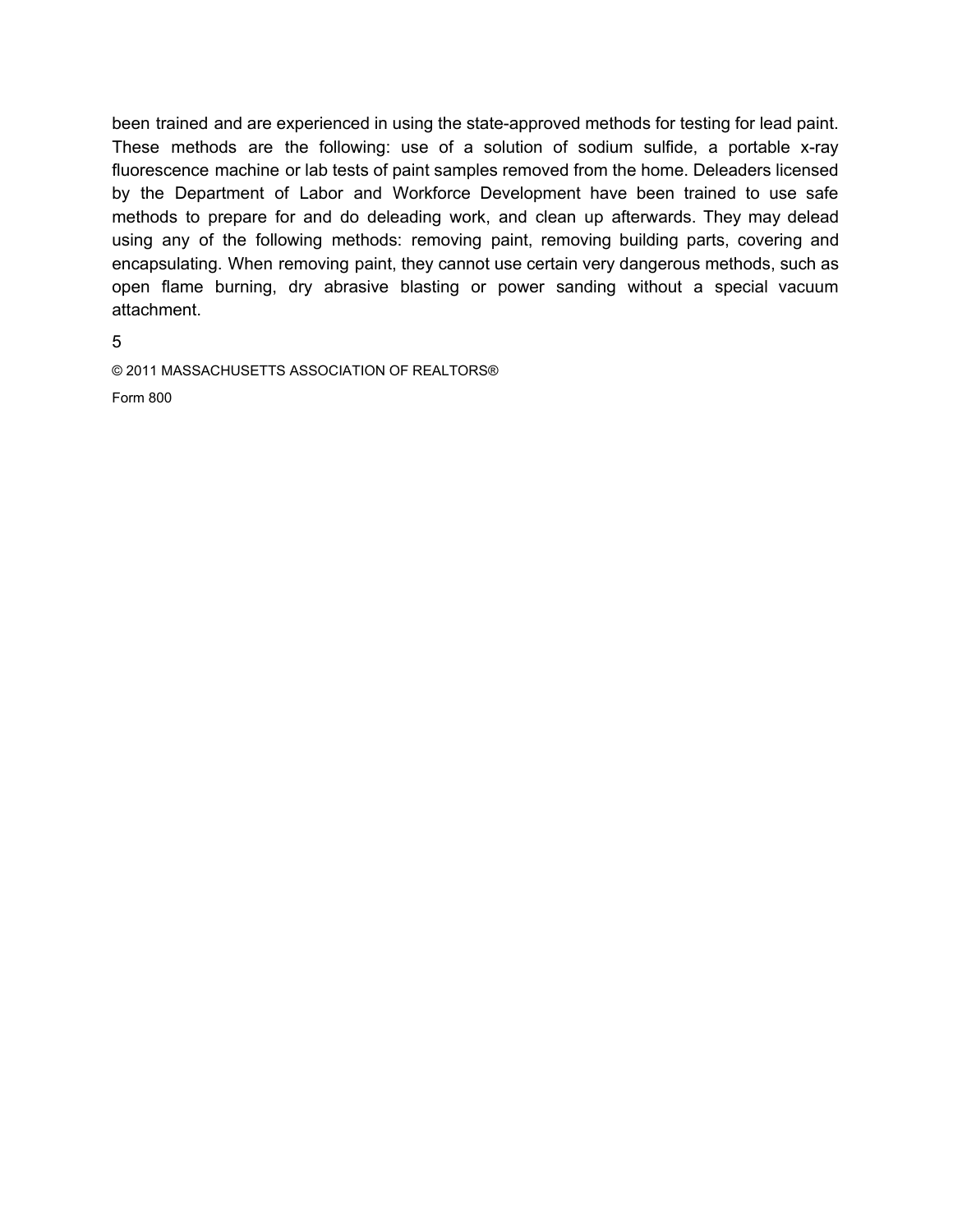been trained and are experienced in using the state-approved methods for testing for lead paint. These methods are the following: use of a solution of sodium sulfide, a portable x-ray fluorescence machine or lab tests of paint samples removed from the home. Deleaders licensed by the Department of Labor and Workforce Development have been trained to use safe methods to prepare for and do deleading work, and clean up afterwards. They may delead using any of the following methods: removing paint, removing building parts, covering and encapsulating. When removing paint, they cannot use certain very dangerous methods, such as open flame burning, dry abrasive blasting or power sanding without a special vacuum attachment.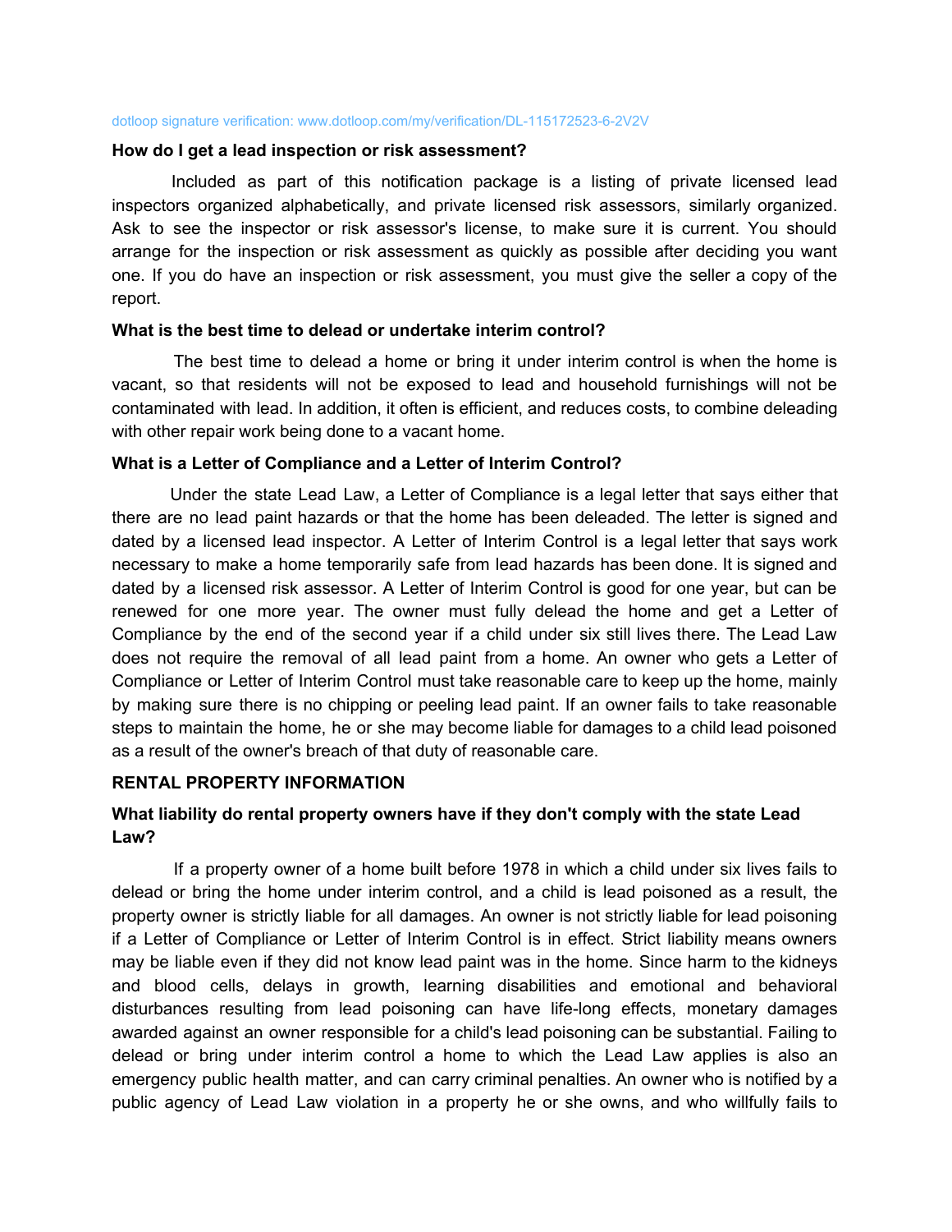dotloop signature verification: www.dotloop.com/my/verification/DL-115172523-6-2V2V

**How do I get a lead inspection or risk assessment?**

Included as part of this notification package is a listing of private licensed lead inspectors organized alphabetically, and private licensed risk assessors, similarly organized. Ask to see the inspector or risk assessor's license, to make sure it is current. You should arrange for the inspection or risk assessment as quickly as possible after deciding you want one. If you do have an inspection or risk assessment, you must give the seller a copy of the report.

**What is the best time to delead or undertake interim control?**

The best time to delead a home or bring it under interim control is when the home is vacant, so that residents will not be exposed to lead and household furnishings will not be contaminated with lead. In addition, it often is efficient, and reduces costs, to combine deleading with other repair work being done to a vacant home.

**What is a Letter of Compliance and a Letter of Interim Control?**

Under the state Lead Law, a Letter of Compliance is a legal letter that says either that there are no lead paint hazards or that the home has been deleaded. The letter is signed and dated by a licensed lead inspector. A Letter of Interim Control is a legal letter that says work necessary to make a home temporarily safe from lead hazards has been done. It is signed and dated by a licensed risk assessor. A Letter of Interim Control is good for one year, but can be renewed for one more year. The owner must fully delead the home and get a Letter of Compliance by the end of the second year if a child under six still lives there. The Lead Law does not require the removal of all lead paint from a home. An owner who gets a Letter of Compliance or Letter of Interim Control must take reasonable care to keep up the home, mainly by making sure there is no chipping or peeling lead paint. If an owner fails to take reasonable steps to maintain the home, he or she may become liable for damages to a child lead poisoned as a result of the owner's breach of that duty of reasonable care.

**RENTAL PROPERTY INFORMATION**

**What liability do rental property owners have if they don't comply with the state Lead Law?**

If a property owner of a home built before 1978 in which a child under six lives fails to delead or bring the home under interim control, and a child is lead poisoned as a result, the property owner is strictly liable for all damages. An owner is not strictly liable for lead poisoning if a Letter of Compliance or Letter of Interim Control is in effect. Strict liability means owners may be liable even if they did not know lead paint was in the home. Since harm to the kidneys and blood cells, delays in growth, learning disabilities and emotional and behavioral disturbances resulting from lead poisoning can have life-long effects, monetary damages awarded against an owner responsible for a child's lead poisoning can be substantial. Failing to delead or bring under interim control a home to which the Lead Law applies is also an emergency public health matter, and can carry criminal penalties. An owner who is notified by a public agency of Lead Law violation in a property he or she owns, and who willfully fails to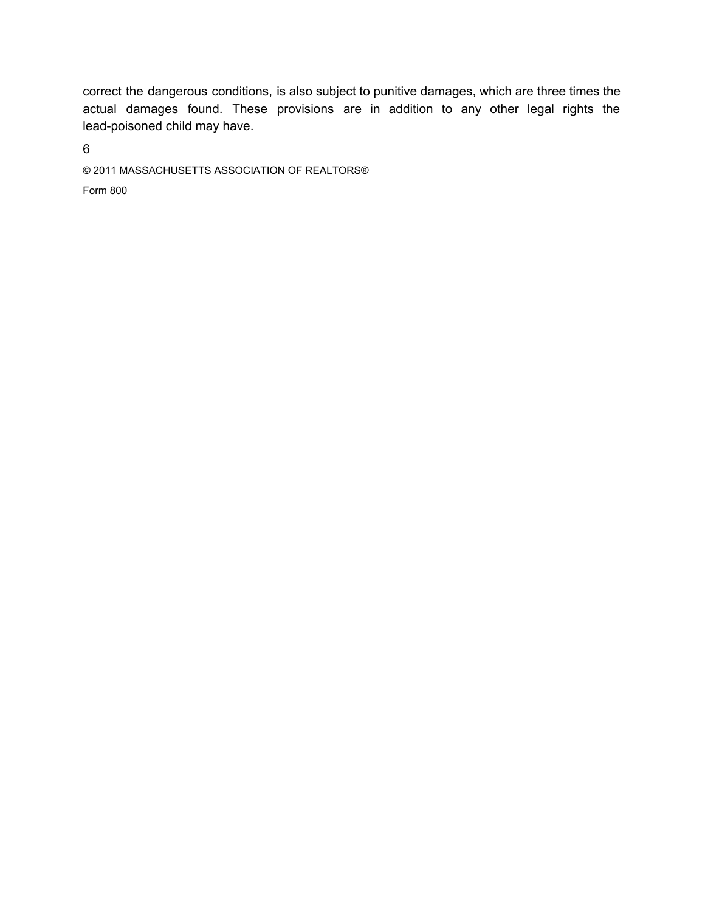correct the dangerous conditions, is also subject to punitive damages, which are three times the actual damages found. These provisions are in addition to any other legal rights the lead-poisoned child may have.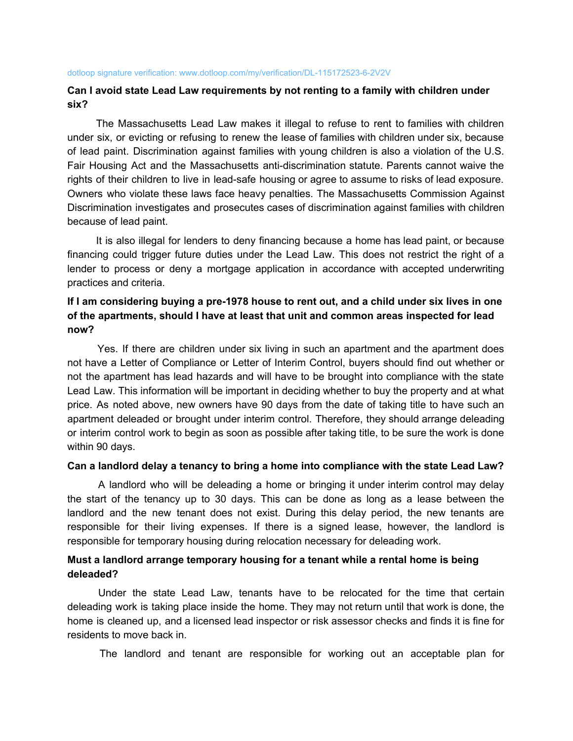dotloop signature verification: www.dotloop.com/my/verification/DL-115172523-6-2V2V

**Can I avoid state Lead Law requirements by not renting to a family with children under six?**

The Massachusetts Lead Law makes it illegal to refuse to rent to families with children under six, or evicting or refusing to renew the lease of families with children under six, because of lead paint. Discrimination against families with young children is also a violation of the U.S. Fair Housing Act and the Massachusetts anti-discrimination statute. Parents cannot waive the rights of their children to live in lead-safe housing or agree to assume to risks of lead exposure. Owners who violate these laws face heavy penalties. The Massachusetts Commission Against Discrimination investigates and prosecutes cases of discrimination against families with children because of lead paint.

It is also illegal for lenders to deny financing because a home has lead paint, or because financing could trigger future duties under the Lead Law. This does not restrict the right of a lender to process or deny a mortgage application in accordance with accepted underwriting practices and criteria.

**If I am considering buying a pre-1978 house to rent out, and a child under six lives in one of the apartments, should I have at least that unit and common areas inspected for lead now?**

Yes. If there are children under six living in such an apartment and the apartment does not have a Letter of Compliance or Letter of Interim Control, buyers should find out whether or not the apartment has lead hazards and will have to be brought into compliance with the state Lead Law. This information will be important in deciding whether to buy the property and at what price. As noted above, new owners have 90 days from the date of taking title to have such an apartment deleaded or brought under interim control. Therefore, they should arrange deleading or interim control work to begin as soon as possible after taking title, to be sure the work is done within 90 days.

**Can a landlord delay a tenancy to bring a home into compliance with the state Lead Law?**

A landlord who will be deleading a home or bringing it under interim control may delay the start of the tenancy up to 30 days. This can be done as long as a lease between the landlord and the new tenant does not exist. During this delay period, the new tenants are responsible for their living expenses. If there is a signed lease, however, the landlord is responsible for temporary housing during relocation necessary for deleading work.

**Must a landlord arrange temporary housing for a tenant while a rental home is being deleaded?**

Under the state Lead Law, tenants have to be relocated for the time that certain deleading work is taking place inside the home. They may not return until that work is done, the home is cleaned up, and a licensed lead inspector or risk assessor checks and finds it is fine for residents to move back in.

The landlord and tenant are responsible for working out an acceptable plan for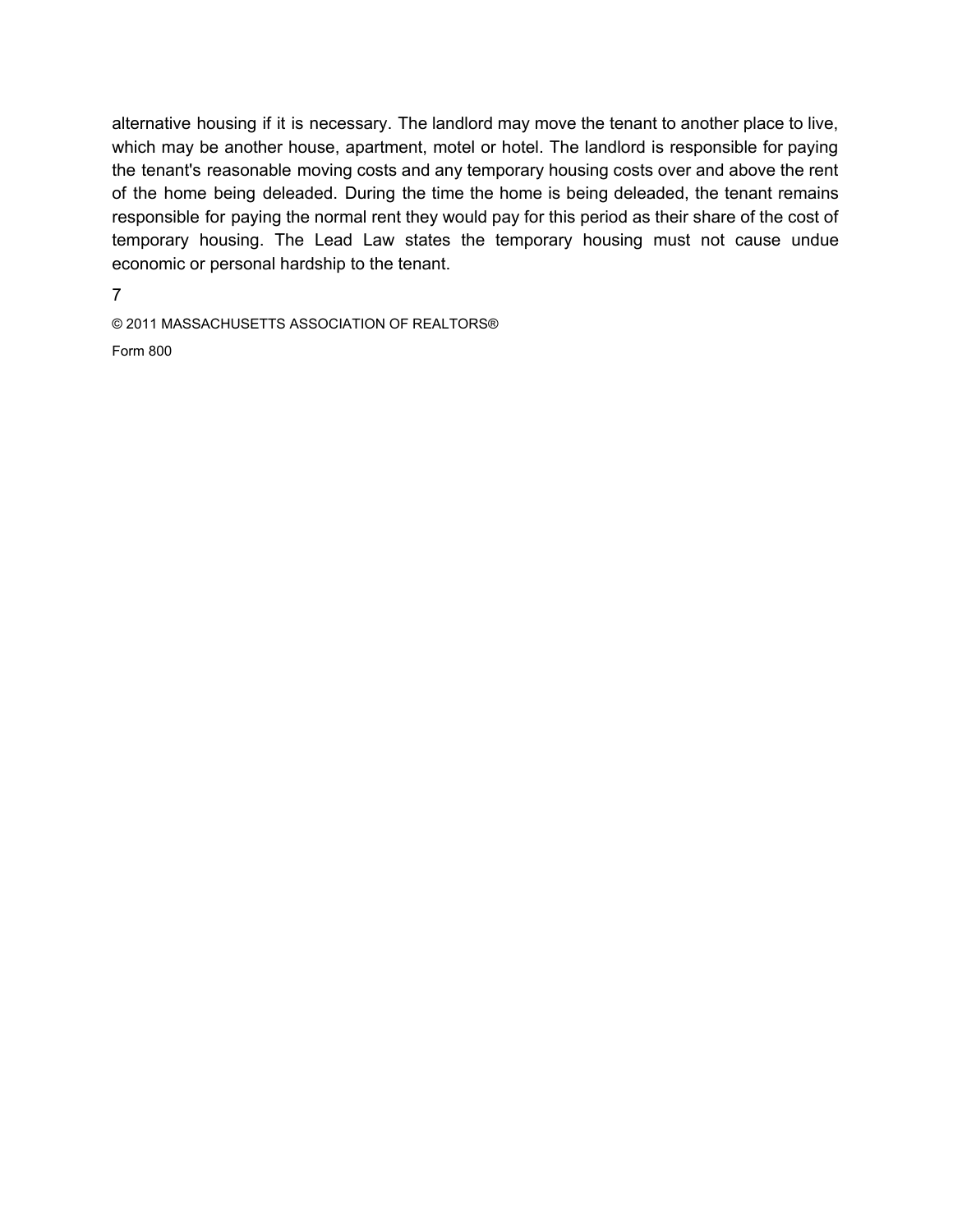alternative housing if it is necessary. The landlord may move the tenant to another place to live, which may be another house, apartment, motel or hotel. The landlord is responsible for paying the tenant's reasonable moving costs and any temporary housing costs over and above the rent of the home being deleaded. During the time the home is being deleaded, the tenant remains responsible for paying the normal rent they would pay for this period as their share of the cost of temporary housing. The Lead Law states the temporary housing must not cause undue economic or personal hardship to the tenant.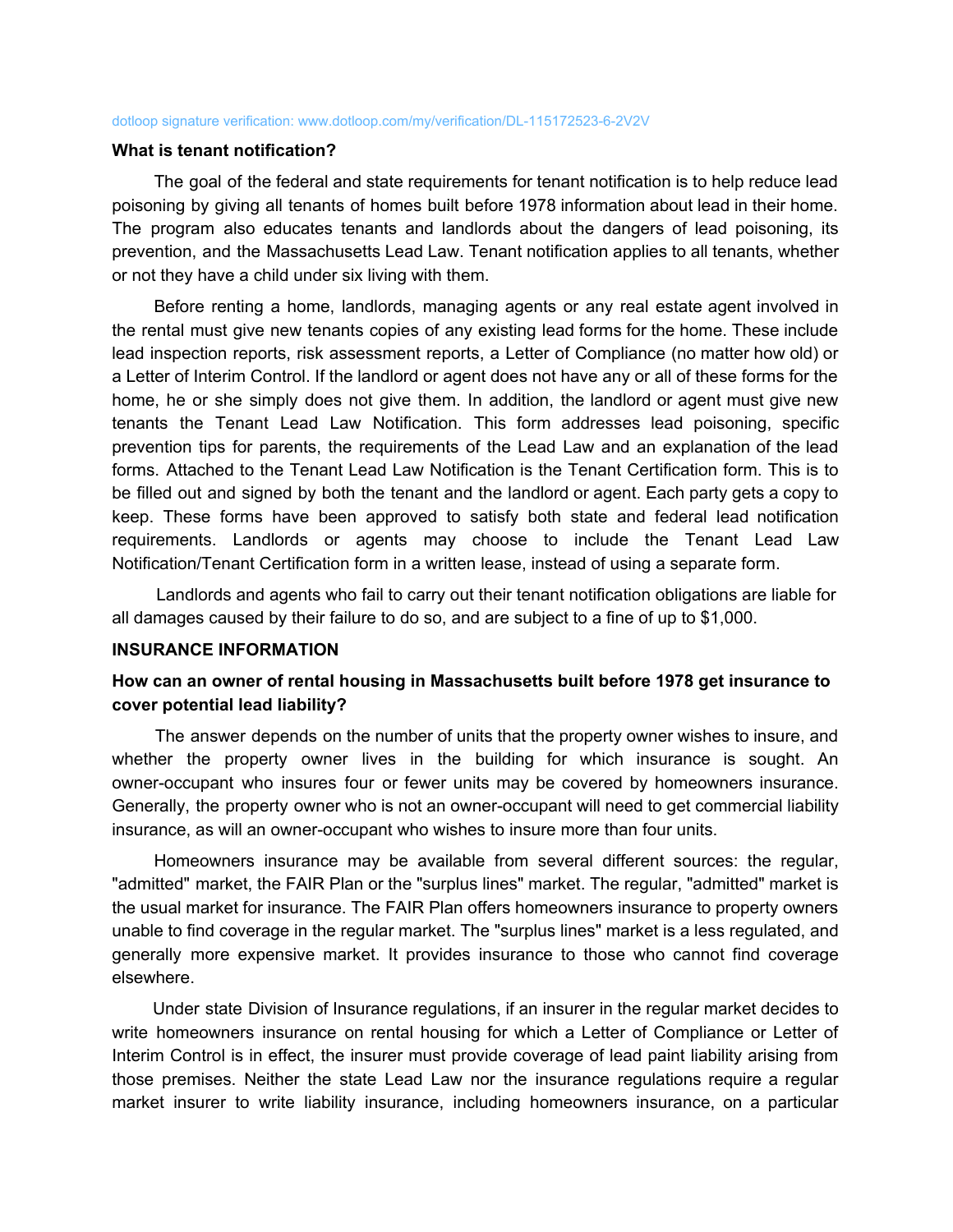dotloop signature verification: www.dotloop.com/my/verification/DL-115172523-6-2V2V

**What is tenant notification?**

The goal of the federal and state requirements for tenant notification is to help reduce lead poisoning by giving all tenants of homes built before 1978 information about lead in their home. The program also educates tenants and landlords about the dangers of lead poisoning, its prevention, and the Massachusetts Lead Law. Tenant notification applies to all tenants, whether or not they have a child under six living with them.

Before renting a home, landlords, managing agents or any real estate agent involved in the rental must give new tenants copies of any existing lead forms for the home. These include lead inspection reports, risk assessment reports, a Letter of Compliance (no matter how old) or a Letter of Interim Control. If the landlord or agent does not have any or all of these forms for the home, he or she simply does not give them. In addition, the landlord or agent must give new tenants the Tenant Lead Law Notification. This form addresses lead poisoning, specific prevention tips for parents, the requirements of the Lead Law and an explanation of the lead forms. Attached to the Tenant Lead Law Notification is the Tenant Certification form. This is to be filled out and signed by both the tenant and the landlord or agent. Each party gets a copy to keep. These forms have been approved to satisfy both state and federal lead notification requirements. Landlords or agents may choose to include the Tenant Lead Law Notification/Tenant Certification form in a written lease, instead of using a separate form.

Landlords and agents who fail to carry out their tenant notification obligations are liable for all damages caused by their failure to do so, and are subject to a fine of up to $1,000.

**INSURANCE INFORMATION**

**How can an owner of rental housing in Massachusetts built before 1978 get insurance to cover potential lead liability?**

The answer depends on the number of units that the property owner wishes to insure, and whether the property owner lives in the building for which insurance is sought. An owner-occupant who insures four or fewer units may be covered by homeowners insurance. Generally, the property owner who is not an owner-occupant will need to get commercial liability insurance, as will an owner-occupant who wishes to insure more than four units.

Homeowners insurance may be available from several different sources: the regular, "admitted" market, the FAIR Plan or the "surplus lines" market. The regular, "admitted" market is the usual market for insurance. The FAIR Plan offers homeowners insurance to property owners unable to find coverage in the regular market. The "surplus lines" market is a less regulated, and generally more expensive market. It provides insurance to those who cannot find coverage elsewhere.

Under state Division of Insurance regulations, if an insurer in the regular market decides to write homeowners insurance on rental housing for which a Letter of Compliance or Letter of Interim Control is in effect, the insurer must provide coverage of lead paint liability arising from those premises. Neither the state Lead Law nor the insurance regulations require a regular market insurer to write liability insurance, including homeowners insurance, on a particular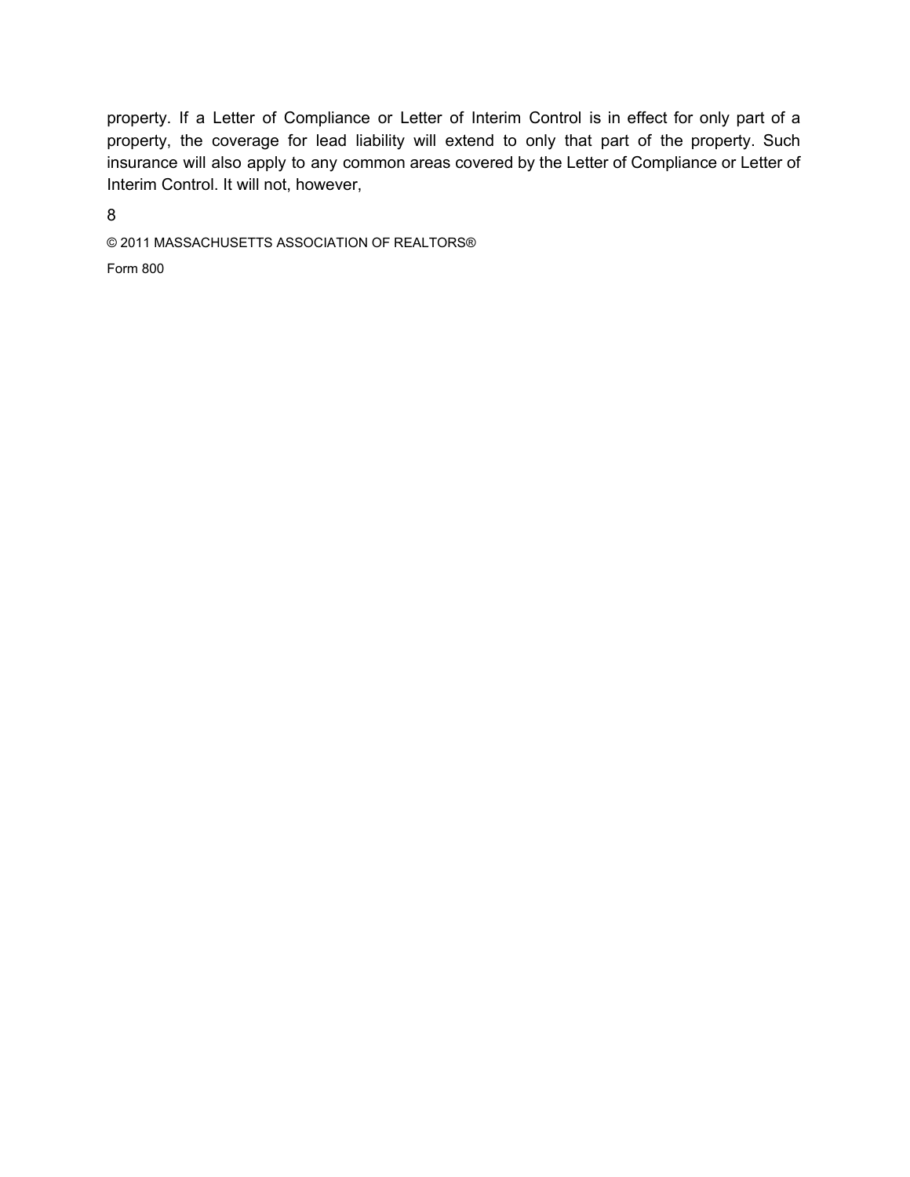property. If a Letter of Compliance or Letter of Interim Control is in effect for only part of a property, the coverage for lead liability will extend to only that part of the property. Such insurance will also apply to any common areas covered by the Letter of Compliance or Letter of Interim Control. It will not, however,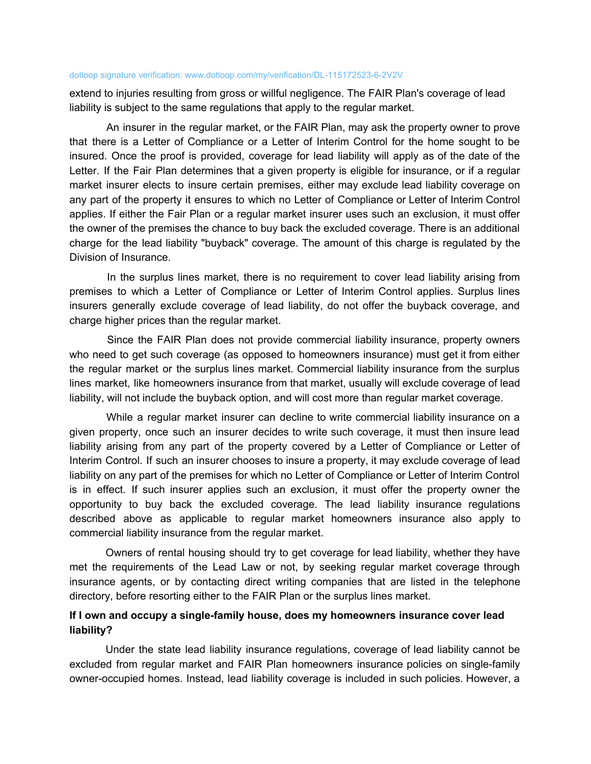extend to injuries resulting from gross or willful negligence. The FAIR Plan's coverage of lead liability is subject to the same regulations that apply to the regular market.

An insurer in the regular market, or the FAIR Plan, may ask the property owner to prove that there is a Letter of Compliance or a Letter of Interim Control for the home sought to be insured. Once the proof is provided, coverage for lead liability will apply as of the date of the Letter. If the Fair Plan determines that a given property is eligible for insurance, or if a regular market insurer elects to insure certain premises, either may exclude lead liability coverage on any part of the property it ensures to which no Letter of Compliance or Letter of Interim Control applies. If either the Fair Plan or a regular market insurer uses such an exclusion, it must offer the owner of the premises the chance to buy back the excluded coverage. There is an additional charge for the lead liability "buyback" coverage. The amount of this charge is regulated by the Division of Insurance.

In the surplus lines market, there is no requirement to cover lead liability arising from premises to which a Letter of Compliance or Letter of Interim Control applies. Surplus lines insurers generally exclude coverage of lead liability, do not offer the buyback coverage, and charge higher prices than the regular market.

Since the FAIR Plan does not provide commercial liability insurance, property owners who need to get such coverage (as opposed to homeowners insurance) must get it from either the regular market or the surplus lines market. Commercial liability insurance from the surplus lines market, like homeowners insurance from that market, usually will exclude coverage of lead liability, will not include the buyback option, and will cost more than regular market coverage.

While a regular market insurer can decline to write commercial liability insurance on a given property, once such an insurer decides to write such coverage, it must then insure lead liability arising from any part of the property covered by a Letter of Compliance or Letter of Interim Control. If such an insurer chooses to insure a property, it may exclude coverage of lead liability on any part of the premises for which no Letter of Compliance or Letter of Interim Control is in effect. If such insurer applies such an exclusion, it must offer the property owner the opportunity to buy back the excluded coverage. The lead liability insurance regulations described above as applicable to regular market homeowners insurance also apply to commercial liability insurance from the regular market.

Owners of rental housing should try to get coverage for lead liability, whether they have met the requirements of the Lead Law or not, by seeking regular market coverage through insurance agents, or by contacting direct writing companies that are listed in the telephone directory, before resorting either to the FAIR Plan or the surplus lines market.

**If I own and occupy a single-family house, does my homeowners insurance cover lead liability?**

Under the state lead liability insurance regulations, coverage of lead liability cannot be excluded from regular market and FAIR Plan homeowners insurance policies on single-family owner-occupied homes. Instead, lead liability coverage is included in such policies. However, a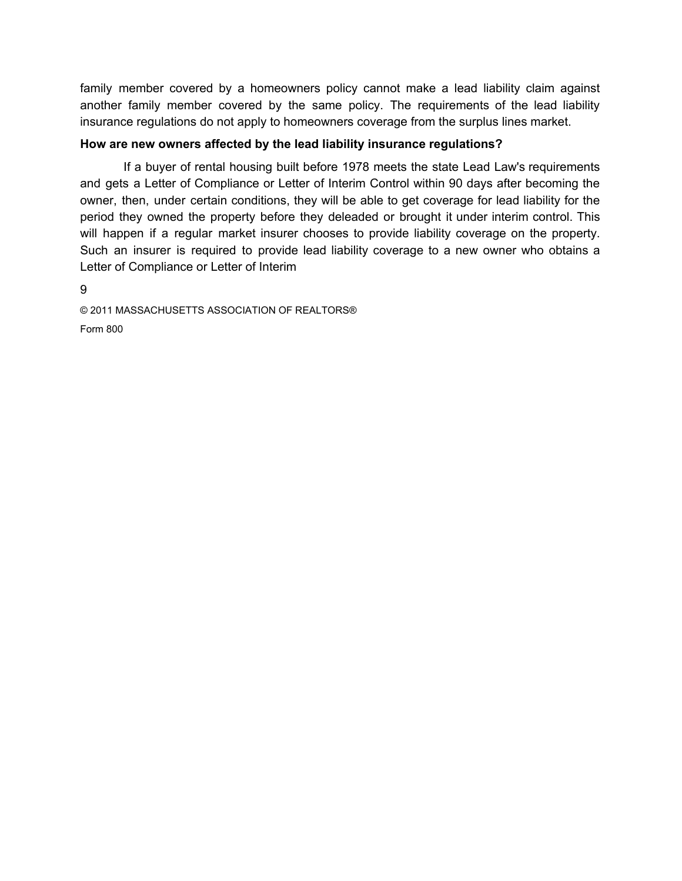family member covered by a homeowners policy cannot make a lead liability claim against another family member covered by the same policy. The requirements of the lead liability insurance regulations do not apply to homeowners coverage from the surplus lines market.

**How are new owners affected by the lead liability insurance regulations?**

If a buyer of rental housing built before 1978 meets the state Lead Law's requirements and gets a Letter of Compliance or Letter of Interim Control within 90 days after becoming the owner, then, under certain conditions, they will be able to get coverage for lead liability for the period they owned the property before they deleaded or brought it under interim control. This will happen if a regular market insurer chooses to provide liability coverage on the property. Such an insurer is required to provide lead liability coverage to a new owner who obtains a Letter of Compliance or Letter of Interim

© 2011 MASSACHUSETTS ASSOCIATION OF REALTORS®

Form 800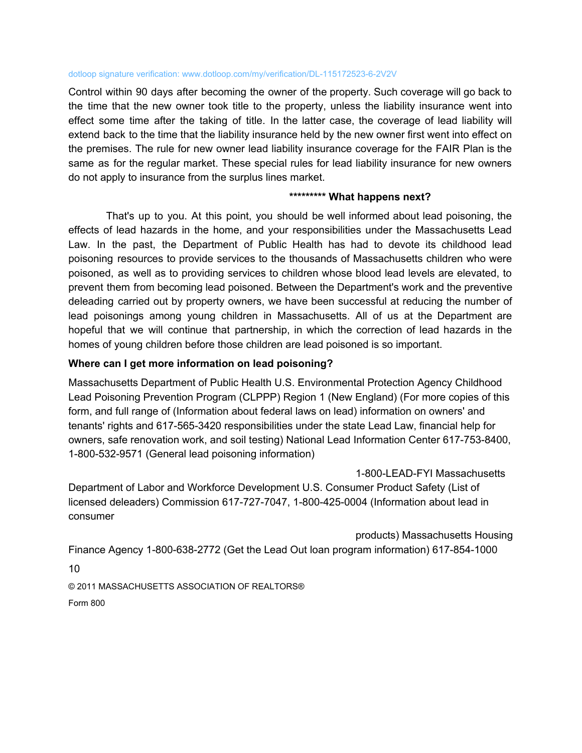dotloop signature verification: www.dotloop.com/my/verification/DL-115172523-6-2V2V

Control within 90 days after becoming the owner of the property. Such coverage will go back to the time that the new owner took title to the property, unless the liability insurance went into effect some time after the taking of title. In the latter case, the coverage of lead liability will extend back to the time that the liability insurance held by the new owner first went into effect on the premises. The rule for new owner lead liability insurance coverage for the FAIR Plan is the same as for the regular market. These special rules for lead liability insurance for new owners do not apply to insurance from the surplus lines market.

**\*\*\*\*\*\*\*\*\* What happens next?**

That's up to you. At this point, you should be well informed about lead poisoning, the effects of lead hazards in the home, and your responsibilities under the Massachusetts Lead Law. In the past, the Department of Public Health has had to devote its childhood lead poisoning resources to provide services to the thousands of Massachusetts children who were poisoned, as well as to providing services to children whose blood lead levels are elevated, to prevent them from becoming lead poisoned. Between the Department's work and the preventive deleading carried out by property owners, we have been successful at reducing the number of lead poisonings among young children in Massachusetts. All of us at the Department are hopeful that we will continue that partnership, in which the correction of lead hazards in the homes of young children before those children are lead poisoned is so important.

**Where can I get more information on lead poisoning?**

Massachusetts Department of Public Health U.S. Environmental Protection Agency Childhood Lead Poisoning Prevention Program (CLPPP) Region 1 (New England) (For more copies of this form, and full range of (Information about federal laws on lead) information on owners' and tenants' rights and 617-565-3420 responsibilities under the state Lead Law, financial help for owners, safe renovation work, and soil testing) National Lead Information Center 617-753-8400, 1-800-532-9571 (General lead poisoning information)

1-800-LEAD-FYI Massachusetts Department of Labor and Workforce Development U.S. Consumer Product Safety (List of licensed deleaders) Commission 617-727-7047, 1-800-425-0004 (Information about lead in consumer

products) Massachusetts Housing Finance Agency 1-800-638-2772 (Get the Lead Out loan program information) 617-854-1000

© 2011 MASSACHUSETTS ASSOCIATION OF REALTORS®

Form 800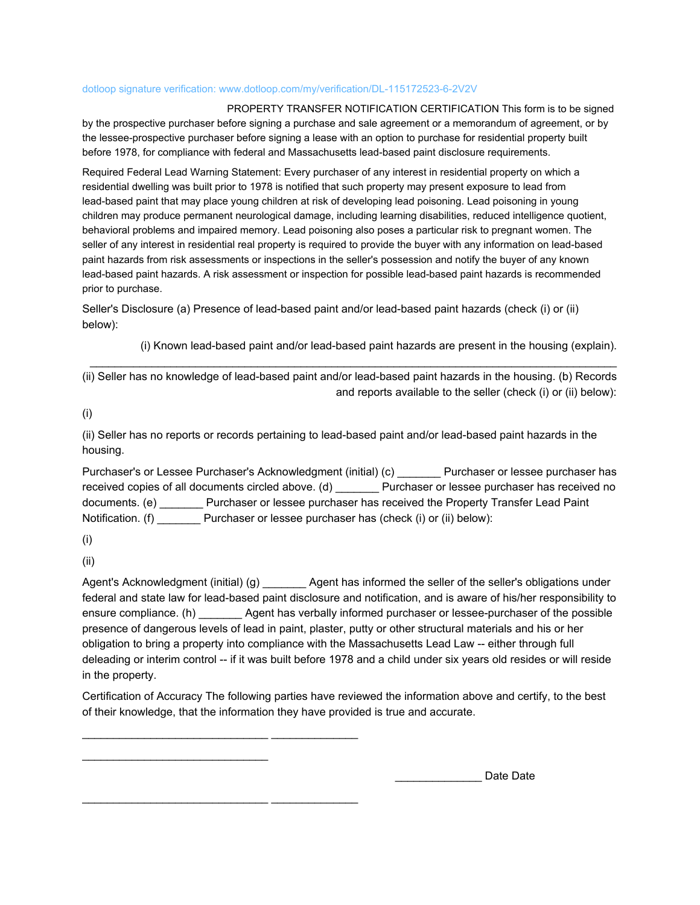dotloop signature verification: www.dotloop.com/my/verification/DL-115172523-6-2V2V

PROPERTY TRANSFER NOTIFICATION CERTIFICATION This form is to be signed by the prospective purchaser before signing a purchase and sale agreement or a memorandum of agreement, or by the lessee-prospective purchaser before signing a lease with an option to purchase for residential property built before 1978, for compliance with federal and Massachusetts lead-based paint disclosure requirements.

Required Federal Lead Warning Statement: Every purchaser of any interest in residential property on which a residential dwelling was built prior to 1978 is notified that such property may present exposure to lead from lead-based paint that may place young children at risk of developing lead poisoning. Lead poisoning in young children may produce permanent neurological damage, including learning disabilities, reduced intelligence quotient, behavioral problems and impaired memory. Lead poisoning also poses a particular risk to pregnant women. The seller of any interest in residential real property is required to provide the buyer with any information on lead-based paint hazards from risk assessments or inspections in the seller's possession and notify the buyer of any known lead-based paint hazards. A risk assessment or inspection for possible lead-based paint hazards is recommended prior to purchase.

Seller's Disclosure (a) Presence of lead-based paint and/or lead-based paint hazards (check (i) or (ii) below):

(i) Known lead-based paint and/or lead-based paint hazards are present in the housing (explain).

_______________________________________________________________________________

(ii) Seller has no knowledge of lead-based paint and/or lead-based paint hazards in the housing. (b) Records and reports available to the seller (check (i) or (ii) below):

(i)

(ii) Seller has no reports or records pertaining to lead-based paint and/or lead-based paint hazards in the housing.

Purchaser's or Lessee Purchaser's Acknowledgment (initial) (c) _______ Purchaser or lessee purchaser has received copies of all documents circled above. (d) _______ Purchaser or lessee purchaser has received no documents. (e) _______ Purchaser or lessee purchaser has received the Property Transfer Lead Paint Notification. (f) _______ Purchaser or lessee purchaser has (check (i) or (ii) below):

(i)

(ii)

Agent's Acknowledgment (initial) (g) _______ Agent has informed the seller of the seller's obligations under federal and state law for lead-based paint disclosure and notification, and is aware of his/her responsibility to ensure compliance. (h) _______ Agent has verbally informed purchaser or lessee-purchaser of the possible presence of dangerous levels of lead in paint, plaster, putty or other structural materials and his or her obligation to bring a property into compliance with the Massachusetts Lead Law -- either through full deleading or interim control -- if it was built before 1978 and a child under six years old resides or will reside in the property.

Certification of Accuracy The following parties have reviewed the information above and certify, to the best of their knowledge, that the information they have provided is true and accurate.

______________________________ ______________

______________________________

______________ Date Date

______________________________ ______________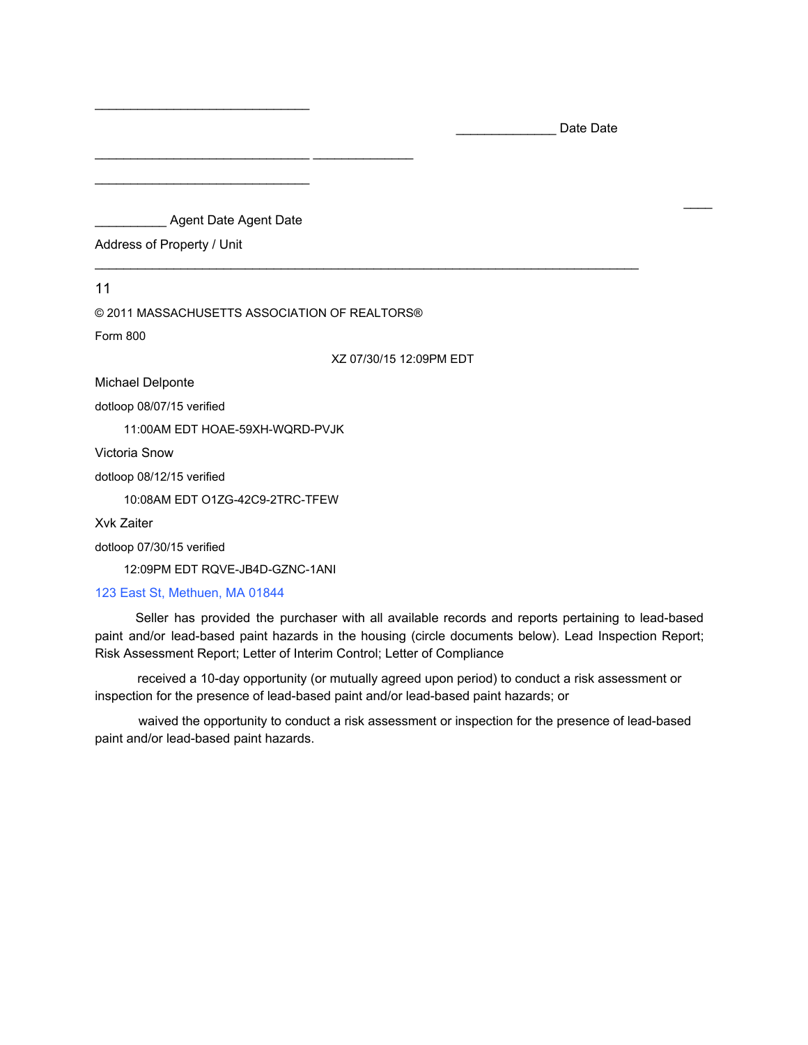______________________________

______________ Date Date

______________________________ ______________

______________________________

____

__________ Agent Date Agent Date

Address of Property / Unit

____________________________________________________________________________

11

© 2011 MASSACHUSETTS ASSOCIATION OF REALTORS®

Form 800

XZ 07/30/15 12:09PM EDT

Michael Delponte

dotloop 08/07/15 verified

11:00AM EDT HOAE-59XH-WQRD-PVJK

Victoria Snow

dotloop 08/12/15 verified

10:08AM EDT O1ZG-42C9-2TRC-TFEW

Xvk Zaiter

dotloop 07/30/15 verified

12:09PM EDT RQVE-JB4D-GZNC-1ANI

123 East St, Methuen, MA 01844

Seller has provided the purchaser with all available records and reports pertaining to lead-based paint and/or lead-based paint hazards in the housing (circle documents below). Lead Inspection Report; Risk Assessment Report; Letter of Interim Control; Letter of Compliance

received a 10-day opportunity (or mutually agreed upon period) to conduct a risk assessment or inspection for the presence of lead-based paint and/or lead-based paint hazards; or

waived the opportunity to conduct a risk assessment or inspection for the presence of lead-based paint and/or lead-based paint hazards.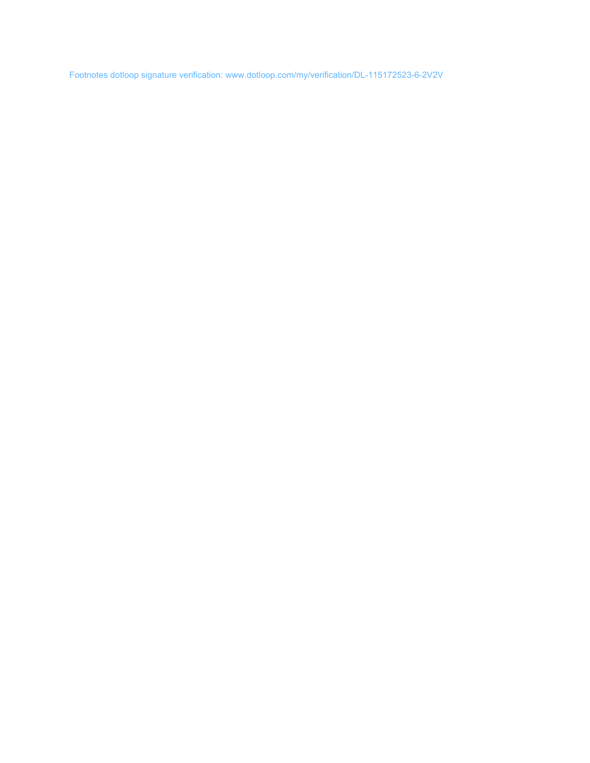Footnotes dotloop signature verification: www.dotloop.com/my/verification/DL-115172523-6-2V2V